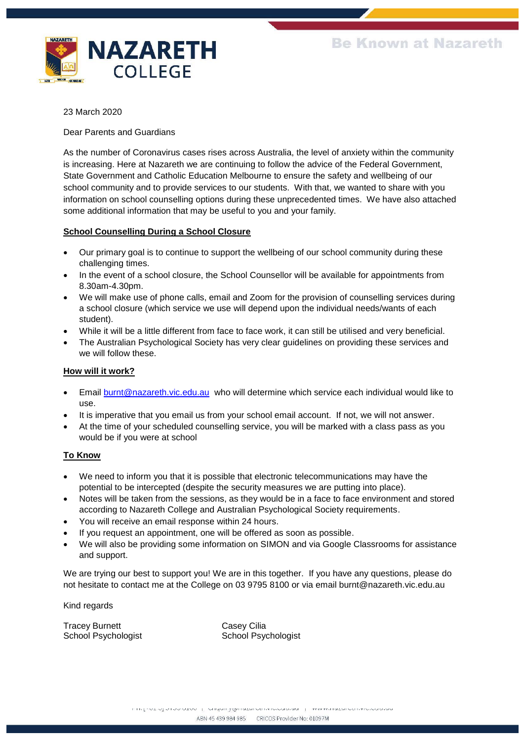# NAZARETH COLLEGE

Be Known at Nazareth

23 March 2020

Dear Parents and Guardians

As the number of Coronavirus cases rises across Australia, the level of anxiety within the community is increasing. Here at Nazareth we are continuing to follow the advice of the Federal Government, State Government and Catholic Education Melbourne to ensure the safety and wellbeing of our school community and to provide services to our students. With that, we wanted to share with you information on school counselling options during these unprecedented times. We have also attached some additional information that may be useful to you and your family.

**School Counselling During a School Closure**

- Our primary goal is to continue to support the wellbeing of our school community during these challenging times.
- In the event of a school closure, the School Counsellor will be available for appointments from 8.30am-4.30pm.
- We will make use of phone calls, email and Zoom for the provision of counselling services during a school closure (which service we use will depend upon the individual needs/wants of each student).
- While it will be a little different from face to face work, it can still be utilised and very beneficial.
- The Australian Psychological Society has very clear guidelines on providing these services and we will follow these.

**How will it work?**

- Email burnt@nazareth.vic.edu.au who will determine which service each individual would like to use.
- It is imperative that you email us from your school email account. If not, we will not answer.
- At the time of your scheduled counselling service, you will be marked with a class pass as you would be if you were at school

**To Know**

- We need to inform you that it is possible that electronic telecommunications may have the potential to be intercepted (despite the security measures we are putting into place).
- Notes will be taken from the sessions, as they would be in a face to face environment and stored according to Nazareth College and Australian Psychological Society requirements.
- You will receive an email response within 24 hours.
- If you request an appointment, one will be offered as soon as possible.
- We will also be providing some information on SIMON and via Google Classrooms for assistance and support.

We are trying our best to support you! We are in this together. If you have any questions, please do not hesitate to contact me at the College on 03 9795 8100 or via email burnt@nazareth.vic.edu.au

Kind regards

Tracey Burnett
School Psychologist

Casey Cilia
School Psychologist

ABN 45 439 984 985 CRICOS Provider No: 01097M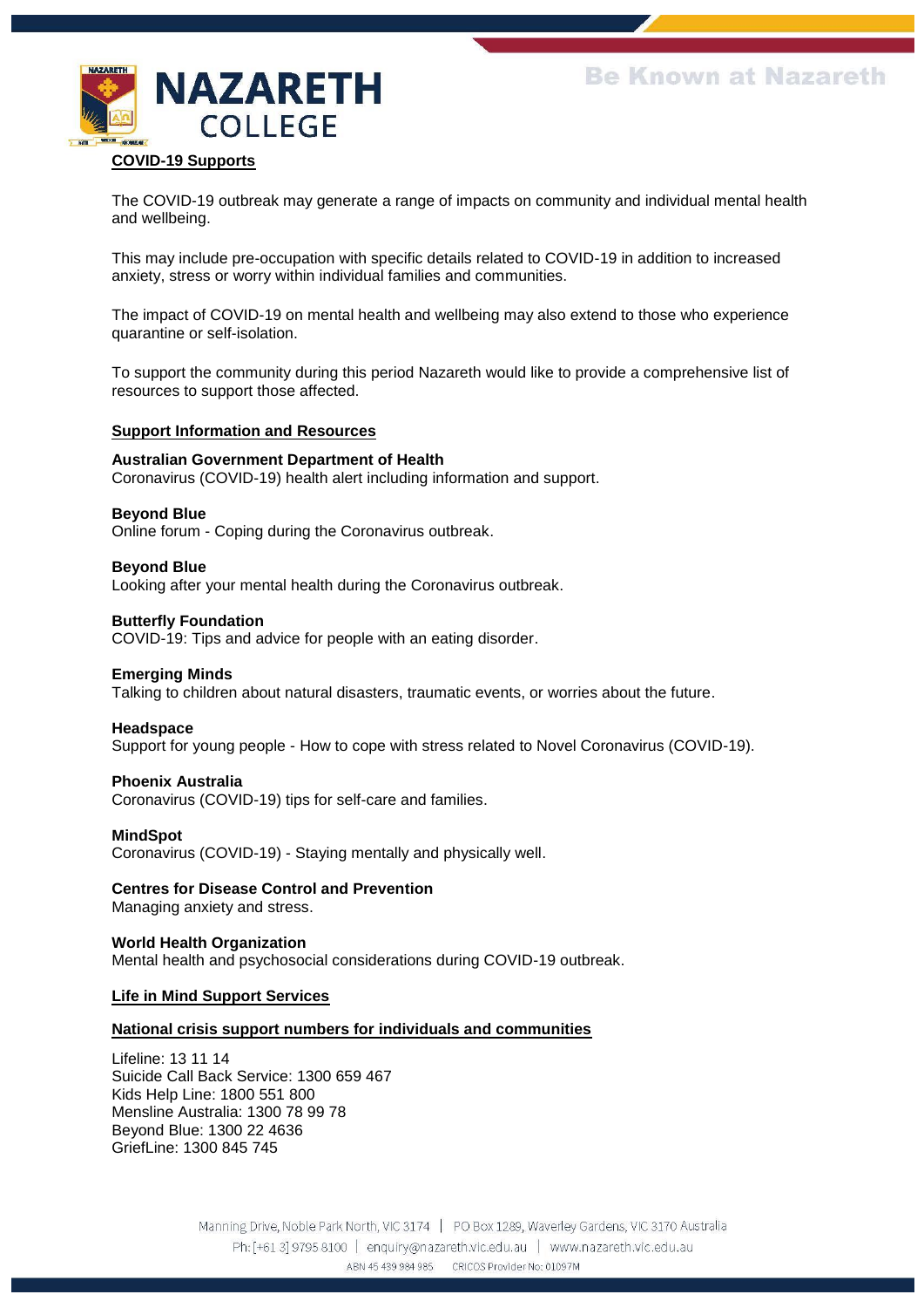## COVID-19 Supports

The COVID-19 outbreak may generate a range of impacts on community and individual mental health and wellbeing.

This may include pre-occupation with specific details related to COVID-19 in addition to increased anxiety, stress or worry within individual families and communities.

The impact of COVID-19 on mental health and wellbeing may also extend to those who experience quarantine or self-isolation.

To support the community during this period Nazareth would like to provide a comprehensive list of resources to support those affected.

### Support Information and Resources

**Australian Government Department of Health**
Coronavirus (COVID-19) health alert including information and support.

**Beyond Blue**
Online forum - Coping during the Coronavirus outbreak.

**Beyond Blue**
Looking after your mental health during the Coronavirus outbreak.

**Butterfly Foundation**
COVID-19: Tips and advice for people with an eating disorder.

**Emerging Minds**
Talking to children about natural disasters, traumatic events, or worries about the future.

**Headspace**
Support for young people - How to cope with stress related to Novel Coronavirus (COVID-19).

**Phoenix Australia**
Coronavirus (COVID-19) tips for self-care and families.

**MindSpot**
Coronavirus (COVID-19) - Staying mentally and physically well.

**Centres for Disease Control and Prevention**
Managing anxiety and stress.

**World Health Organization**
Mental health and psychosocial considerations during COVID-19 outbreak.

### Life in Mind Support Services

### National crisis support numbers for individuals and communities

Lifeline: 13 11 14
Suicide Call Back Service: 1300 659 467
Kids Help Line: 1800 551 800
Mensline Australia: 1300 78 99 78
Beyond Blue: 1300 22 4636
GriefLine: 1300 845 745